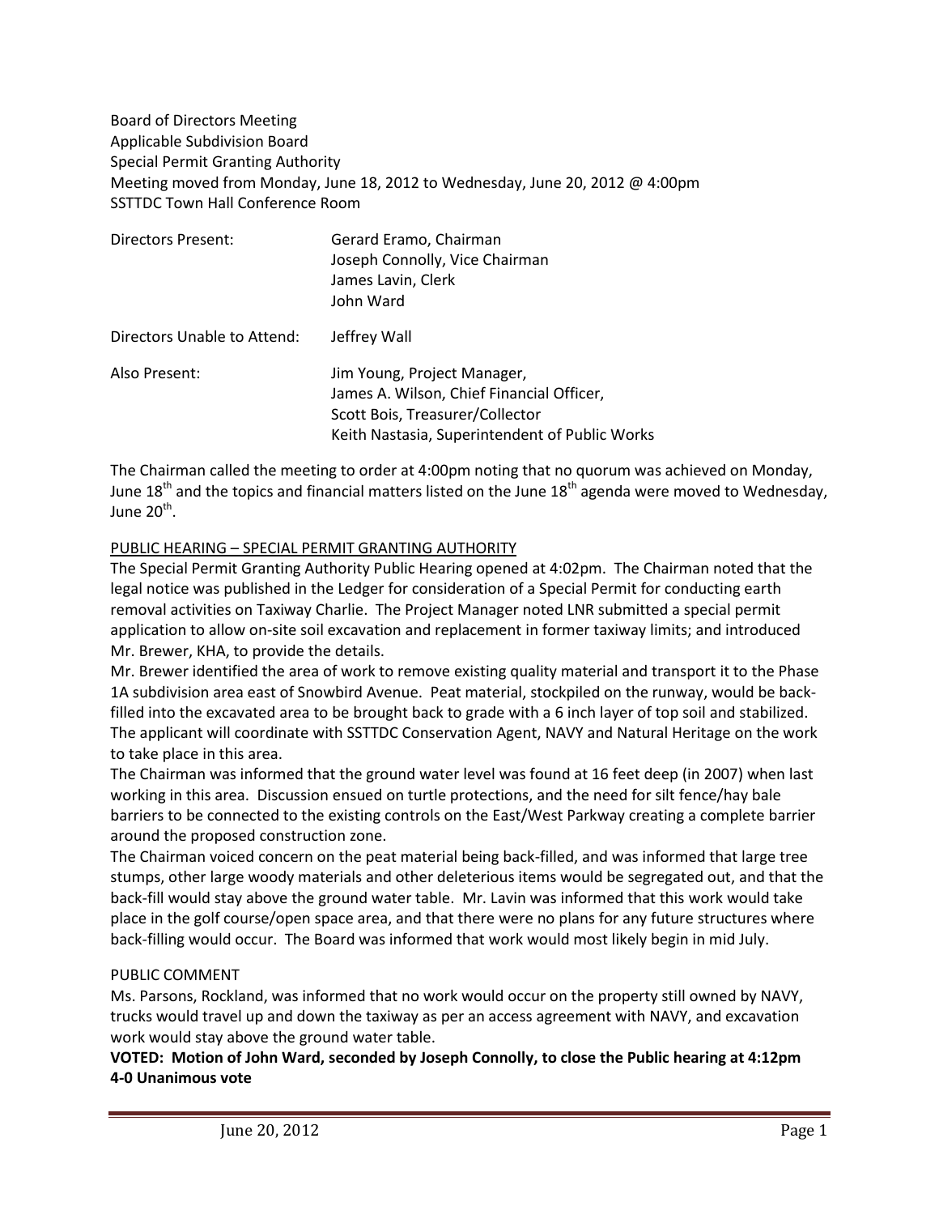Board of Directors Meeting
Applicable Subdivision Board
Special Permit Granting Authority
Meeting moved from Monday, June 18, 2012 to Wednesday, June 20, 2012 @ 4:00pm
SSTTDC Town Hall Conference Room

| | |
|---|---|
| Directors Present: | Gerard Eramo, Chairman<br>Joseph Connolly, Vice Chairman<br>James Lavin, Clerk<br>John Ward |
| Directors Unable to Attend: | Jeffrey Wall |
| Also Present: | Jim Young, Project Manager,<br>James A. Wilson, Chief Financial Officer,<br>Scott Bois, Treasurer/Collector<br>Keith Nastasia, Superintendent of Public Works |

The Chairman called the meeting to order at 4:00pm noting that no quorum was achieved on Monday, June 18th and the topics and financial matters listed on the June 18th agenda were moved to Wednesday, June 20th.

PUBLIC HEARING – SPECIAL PERMIT GRANTING AUTHORITY

The Special Permit Granting Authority Public Hearing opened at 4:02pm. The Chairman noted that the legal notice was published in the Ledger for consideration of a Special Permit for conducting earth removal activities on Taxiway Charlie. The Project Manager noted LNR submitted a special permit application to allow on-site soil excavation and replacement in former taxiway limits; and introduced Mr. Brewer, KHA, to provide the details.

Mr. Brewer identified the area of work to remove existing quality material and transport it to the Phase 1A subdivision area east of Snowbird Avenue. Peat material, stockpiled on the runway, would be back-filled into the excavated area to be brought back to grade with a 6 inch layer of top soil and stabilized. The applicant will coordinate with SSTTDC Conservation Agent, NAVY and Natural Heritage on the work to take place in this area.

The Chairman was informed that the ground water level was found at 16 feet deep (in 2007) when last working in this area. Discussion ensued on turtle protections, and the need for silt fence/hay bale barriers to be connected to the existing controls on the East/West Parkway creating a complete barrier around the proposed construction zone.

The Chairman voiced concern on the peat material being back-filled, and was informed that large tree stumps, other large woody materials and other deleterious items would be segregated out, and that the back-fill would stay above the ground water table. Mr. Lavin was informed that this work would take place in the golf course/open space area, and that there were no plans for any future structures where back-filling would occur. The Board was informed that work would most likely begin in mid July.

PUBLIC COMMENT

Ms. Parsons, Rockland, was informed that no work would occur on the property still owned by NAVY, trucks would travel up and down the taxiway as per an access agreement with NAVY, and excavation work would stay above the ground water table.

**VOTED: Motion of John Ward, seconded by Joseph Connolly, to close the Public hearing at 4:12pm 4-0 Unanimous vote**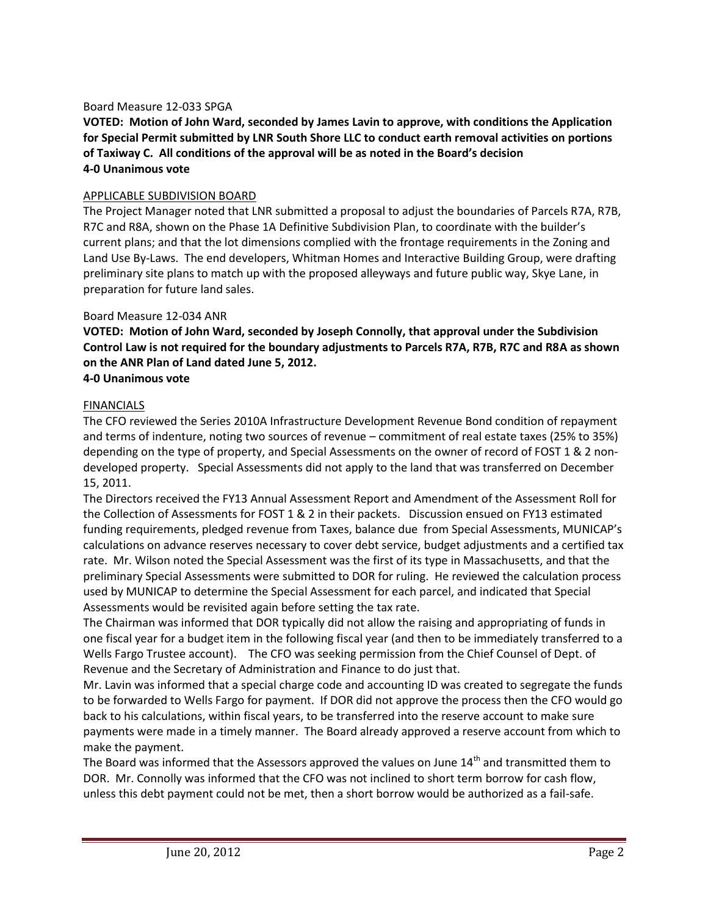Board Measure 12-033 SPGA

**VOTED: Motion of John Ward, seconded by James Lavin to approve, with conditions the Application for Special Permit submitted by LNR South Shore LLC to conduct earth removal activities on portions of Taxiway C. All conditions of the approval will be as noted in the Board's decision**
**4-0 Unanimous vote**

APPLICABLE SUBDIVISION BOARD

The Project Manager noted that LNR submitted a proposal to adjust the boundaries of Parcels R7A, R7B, R7C and R8A, shown on the Phase 1A Definitive Subdivision Plan, to coordinate with the builder's current plans; and that the lot dimensions complied with the frontage requirements in the Zoning and Land Use By-Laws. The end developers, Whitman Homes and Interactive Building Group, were drafting preliminary site plans to match up with the proposed alleyways and future public way, Skye Lane, in preparation for future land sales.

Board Measure 12-034 ANR

**VOTED: Motion of John Ward, seconded by Joseph Connolly, that approval under the Subdivision Control Law is not required for the boundary adjustments to Parcels R7A, R7B, R7C and R8A as shown on the ANR Plan of Land dated June 5, 2012.**
**4-0 Unanimous vote**

FINANCIALS

The CFO reviewed the Series 2010A Infrastructure Development Revenue Bond condition of repayment and terms of indenture, noting two sources of revenue – commitment of real estate taxes (25% to 35%) depending on the type of property, and Special Assessments on the owner of record of FOST 1 & 2 non-developed property. Special Assessments did not apply to the land that was transferred on December 15, 2011.

The Directors received the FY13 Annual Assessment Report and Amendment of the Assessment Roll for the Collection of Assessments for FOST 1 & 2 in their packets. Discussion ensued on FY13 estimated funding requirements, pledged revenue from Taxes, balance due from Special Assessments, MUNICAP's calculations on advance reserves necessary to cover debt service, budget adjustments and a certified tax rate. Mr. Wilson noted the Special Assessment was the first of its type in Massachusetts, and that the preliminary Special Assessments were submitted to DOR for ruling. He reviewed the calculation process used by MUNICAP to determine the Special Assessment for each parcel, and indicated that Special Assessments would be revisited again before setting the tax rate.

The Chairman was informed that DOR typically did not allow the raising and appropriating of funds in one fiscal year for a budget item in the following fiscal year (and then to be immediately transferred to a Wells Fargo Trustee account). The CFO was seeking permission from the Chief Counsel of Dept. of Revenue and the Secretary of Administration and Finance to do just that.

Mr. Lavin was informed that a special charge code and accounting ID was created to segregate the funds to be forwarded to Wells Fargo for payment. If DOR did not approve the process then the CFO would go back to his calculations, within fiscal years, to be transferred into the reserve account to make sure payments were made in a timely manner. The Board already approved a reserve account from which to make the payment.

The Board was informed that the Assessors approved the values on June 14th and transmitted them to DOR. Mr. Connolly was informed that the CFO was not inclined to short term borrow for cash flow, unless this debt payment could not be met, then a short borrow would be authorized as a fail-safe.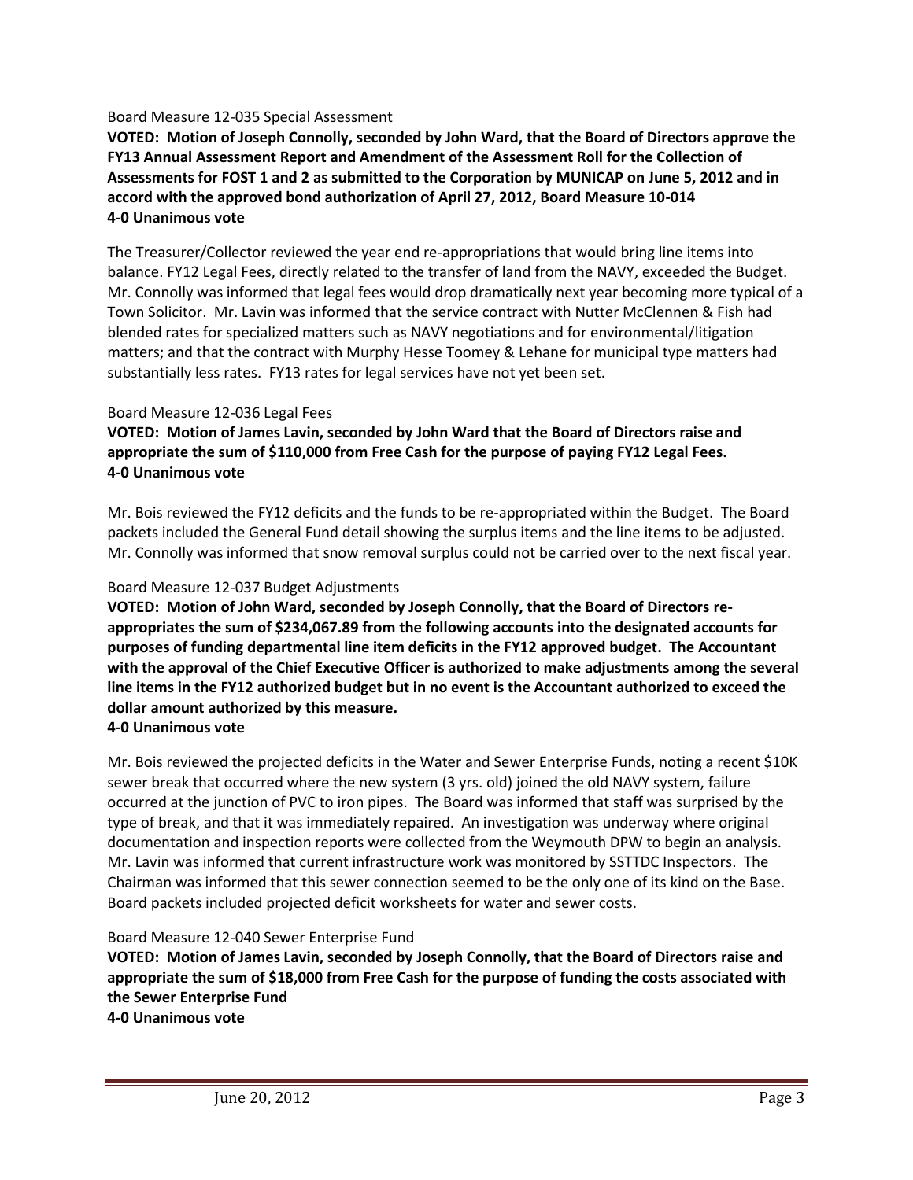Board Measure 12-035 Special Assessment

**VOTED: Motion of Joseph Connolly, seconded by John Ward, that the Board of Directors approve the FY13 Annual Assessment Report and Amendment of the Assessment Roll for the Collection of Assessments for FOST 1 and 2 as submitted to the Corporation by MUNICAP on June 5, 2012 and in accord with the approved bond authorization of April 27, 2012, Board Measure 10-014**
**4-0 Unanimous vote**

The Treasurer/Collector reviewed the year end re-appropriations that would bring line items into balance. FY12 Legal Fees, directly related to the transfer of land from the NAVY, exceeded the Budget. Mr. Connolly was informed that legal fees would drop dramatically next year becoming more typical of a Town Solicitor. Mr. Lavin was informed that the service contract with Nutter McClennen & Fish had blended rates for specialized matters such as NAVY negotiations and for environmental/litigation matters; and that the contract with Murphy Hesse Toomey & Lehane for municipal type matters had substantially less rates. FY13 rates for legal services have not yet been set.

Board Measure 12-036 Legal Fees

**VOTED: Motion of James Lavin, seconded by John Ward that the Board of Directors raise and appropriate the sum of $110,000 from Free Cash for the purpose of paying FY12 Legal Fees.**
**4-0 Unanimous vote**

Mr. Bois reviewed the FY12 deficits and the funds to be re-appropriated within the Budget. The Board packets included the General Fund detail showing the surplus items and the line items to be adjusted. Mr. Connolly was informed that snow removal surplus could not be carried over to the next fiscal year.

Board Measure 12-037 Budget Adjustments

**VOTED: Motion of John Ward, seconded by Joseph Connolly, that the Board of Directors re-appropriates the sum of $234,067.89 from the following accounts into the designated accounts for purposes of funding departmental line item deficits in the FY12 approved budget. The Accountant with the approval of the Chief Executive Officer is authorized to make adjustments among the several line items in the FY12 authorized budget but in no event is the Accountant authorized to exceed the dollar amount authorized by this measure.**
**4-0 Unanimous vote**

Mr. Bois reviewed the projected deficits in the Water and Sewer Enterprise Funds, noting a recent $10K sewer break that occurred where the new system (3 yrs. old) joined the old NAVY system, failure occurred at the junction of PVC to iron pipes. The Board was informed that staff was surprised by the type of break, and that it was immediately repaired. An investigation was underway where original documentation and inspection reports were collected from the Weymouth DPW to begin an analysis. Mr. Lavin was informed that current infrastructure work was monitored by SSTTDC Inspectors. The Chairman was informed that this sewer connection seemed to be the only one of its kind on the Base. Board packets included projected deficit worksheets for water and sewer costs.

Board Measure 12-040 Sewer Enterprise Fund

**VOTED: Motion of James Lavin, seconded by Joseph Connolly, that the Board of Directors raise and appropriate the sum of $18,000 from Free Cash for the purpose of funding the costs associated with the Sewer Enterprise Fund**
**4-0 Unanimous vote**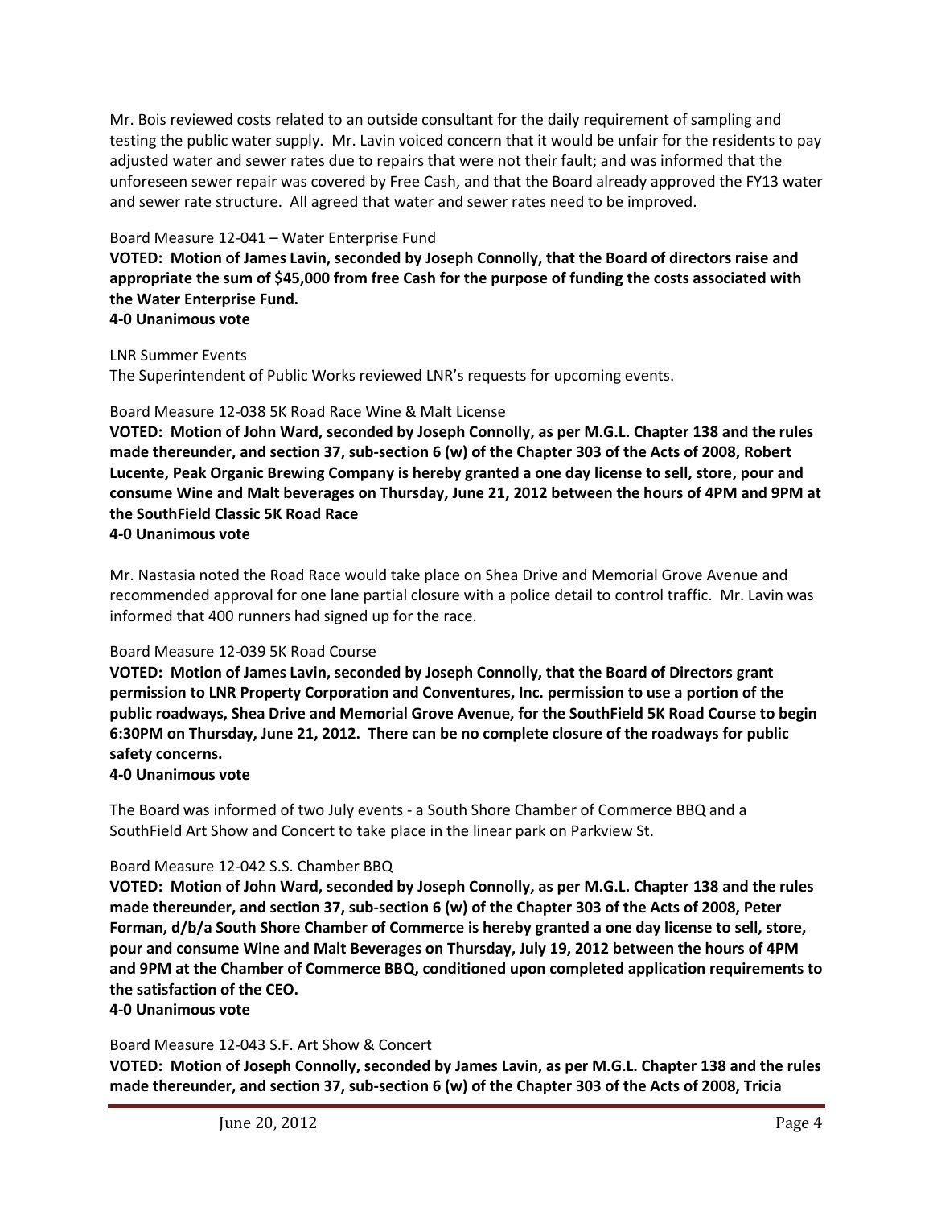Mr. Bois reviewed costs related to an outside consultant for the daily requirement of sampling and testing the public water supply. Mr. Lavin voiced concern that it would be unfair for the residents to pay adjusted water and sewer rates due to repairs that were not their fault; and was informed that the unforeseen sewer repair was covered by Free Cash, and that the Board already approved the FY13 water and sewer rate structure. All agreed that water and sewer rates need to be improved.

Board Measure 12-041 – Water Enterprise Fund

**VOTED: Motion of James Lavin, seconded by Joseph Connolly, that the Board of directors raise and appropriate the sum of $45,000 from free Cash for the purpose of funding the costs associated with the Water Enterprise Fund.**
**4-0 Unanimous vote**

LNR Summer Events

The Superintendent of Public Works reviewed LNR's requests for upcoming events.

Board Measure 12-038 5K Road Race Wine & Malt License

**VOTED: Motion of John Ward, seconded by Joseph Connolly, as per M.G.L. Chapter 138 and the rules made thereunder, and section 37, sub-section 6 (w) of the Chapter 303 of the Acts of 2008, Robert Lucente, Peak Organic Brewing Company is hereby granted a one day license to sell, store, pour and consume Wine and Malt beverages on Thursday, June 21, 2012 between the hours of 4PM and 9PM at the SouthField Classic 5K Road Race**
**4-0 Unanimous vote**

Mr. Nastasia noted the Road Race would take place on Shea Drive and Memorial Grove Avenue and recommended approval for one lane partial closure with a police detail to control traffic. Mr. Lavin was informed that 400 runners had signed up for the race.

Board Measure 12-039 5K Road Course

**VOTED: Motion of James Lavin, seconded by Joseph Connolly, that the Board of Directors grant permission to LNR Property Corporation and Conventures, Inc. permission to use a portion of the public roadways, Shea Drive and Memorial Grove Avenue, for the SouthField 5K Road Course to begin 6:30PM on Thursday, June 21, 2012. There can be no complete closure of the roadways for public safety concerns.**
**4-0 Unanimous vote**

The Board was informed of two July events - a South Shore Chamber of Commerce BBQ and a SouthField Art Show and Concert to take place in the linear park on Parkview St.

Board Measure 12-042 S.S. Chamber BBQ

**VOTED: Motion of John Ward, seconded by Joseph Connolly, as per M.G.L. Chapter 138 and the rules made thereunder, and section 37, sub-section 6 (w) of the Chapter 303 of the Acts of 2008, Peter Forman, d/b/a South Shore Chamber of Commerce is hereby granted a one day license to sell, store, pour and consume Wine and Malt Beverages on Thursday, July 19, 2012 between the hours of 4PM and 9PM at the Chamber of Commerce BBQ, conditioned upon completed application requirements to the satisfaction of the CEO.**
**4-0 Unanimous vote**

Board Measure 12-043 S.F. Art Show & Concert

**VOTED: Motion of Joseph Connolly, seconded by James Lavin, as per M.G.L. Chapter 138 and the rules made thereunder, and section 37, sub-section 6 (w) of the Chapter 303 of the Acts of 2008, Tricia**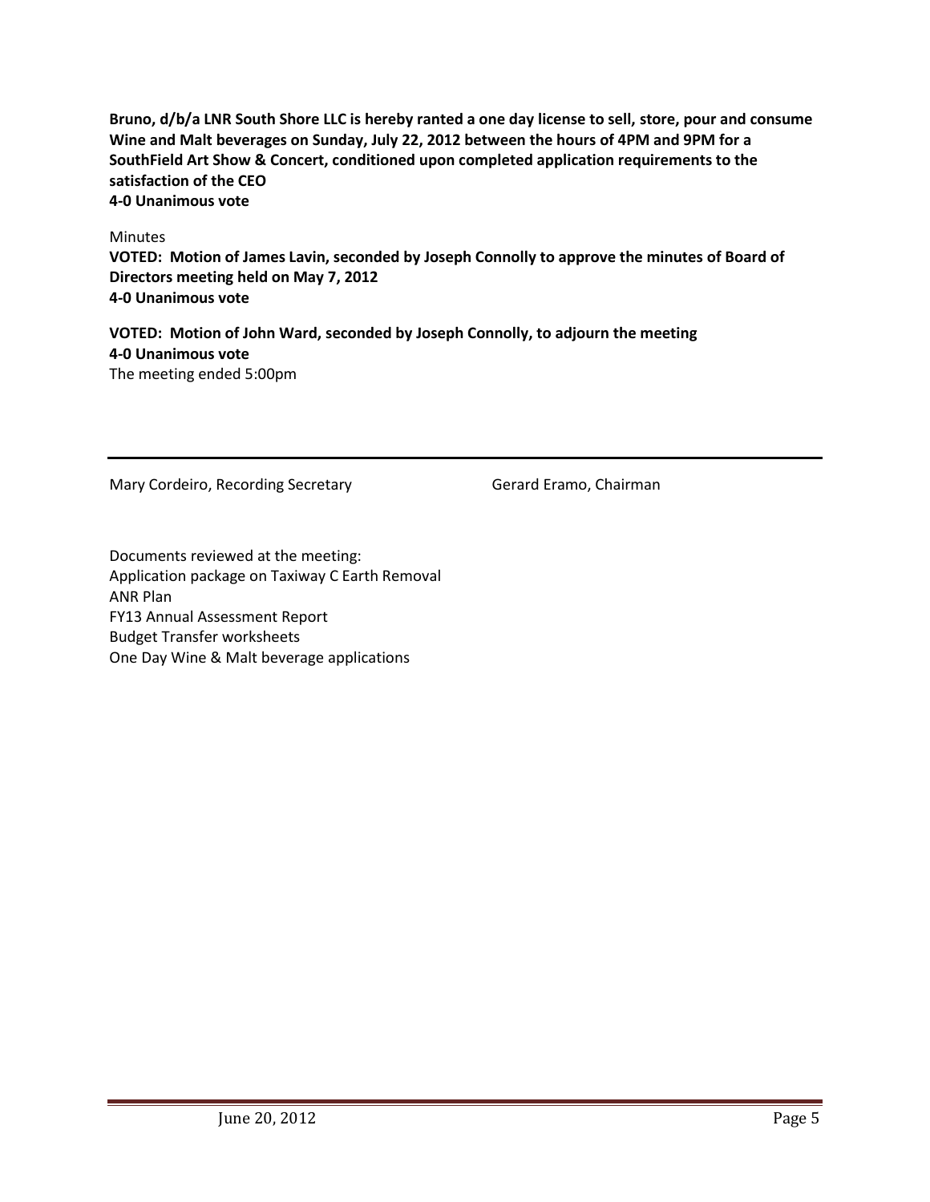**Bruno, d/b/a LNR South Shore LLC is hereby ranted a one day license to sell, store, pour and consume Wine and Malt beverages on Sunday, July 22, 2012 between the hours of 4PM and 9PM for a SouthField Art Show & Concert, conditioned upon completed application requirements to the satisfaction of the CEO**
**4-0 Unanimous vote**

Minutes

**VOTED: Motion of James Lavin, seconded by Joseph Connolly to approve the minutes of Board of Directors meeting held on May 7, 2012**
**4-0 Unanimous vote**

**VOTED: Motion of John Ward, seconded by Joseph Connolly, to adjourn the meeting**
**4-0 Unanimous vote**
The meeting ended 5:00pm

---

Mary Cordeiro, Recording Secretary

Gerard Eramo, Chairman

Documents reviewed at the meeting:
Application package on Taxiway C Earth Removal
ANR Plan
FY13 Annual Assessment Report
Budget Transfer worksheets
One Day Wine & Malt beverage applications